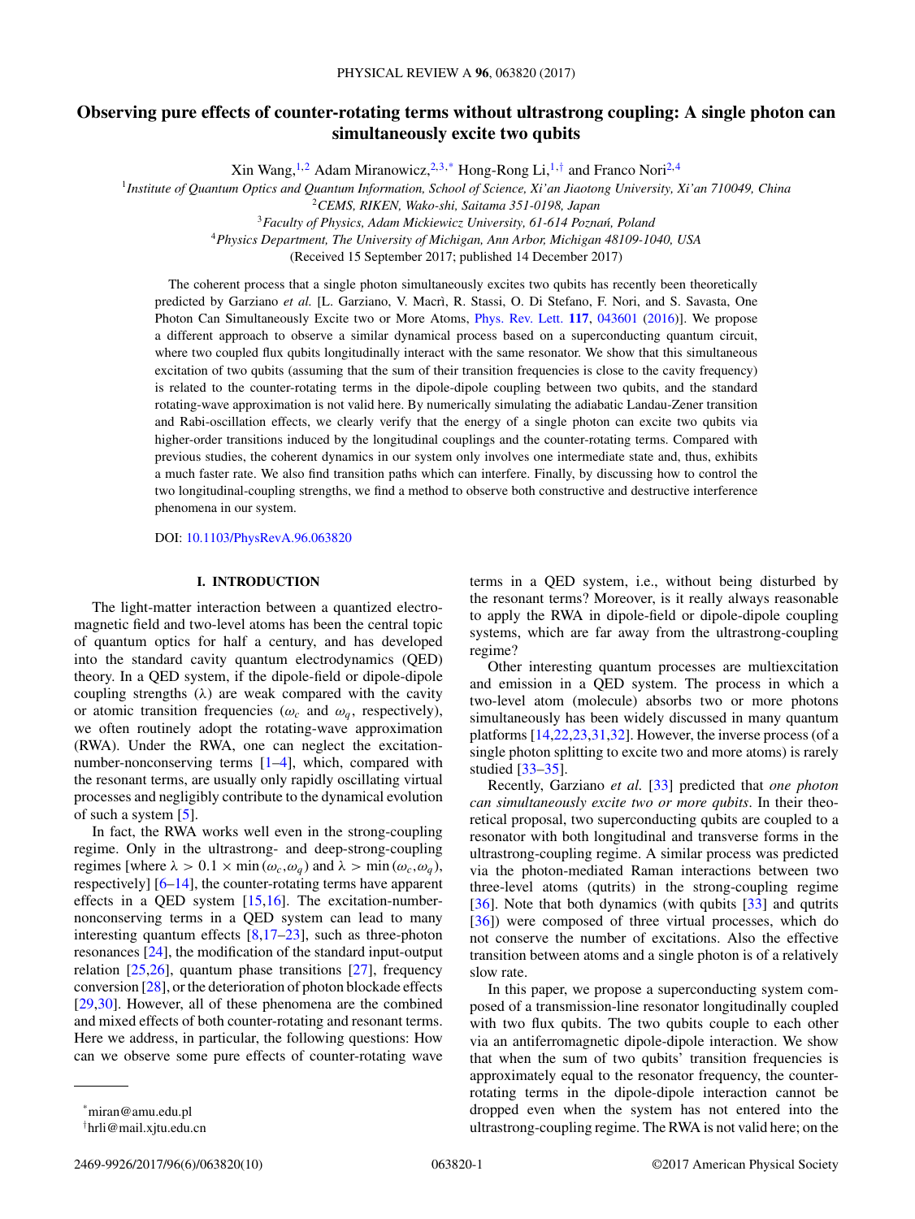# Observing pure effects of counter-rotating terms without ultrastrong coupling: A single photon can simultaneously excite two qubits

Xin Wang,[1,2] Adam Miranowicz,[2,3,*] Hong-Rong Li,[1,†] and Franco Nori[2,4]

[1]*Institute of Quantum Optics and Quantum Information, School of Science, Xi'an Jiaotong University, Xi'an 710049, China*

[2]*CEMS, RIKEN, Wako-shi, Saitama 351-0198, Japan*

[3]*Faculty of Physics, Adam Mickiewicz University, 61-614 Poznań, Poland*

[4]*Physics Department, The University of Michigan, Ann Arbor, Michigan 48109-1040, USA*

(Received 15 September 2017; published 14 December 2017)

The coherent process that a single photon simultaneously excites two qubits has recently been theoretically predicted by Garziano *et al.* [L. Garziano, V. Macrì, R. Stassi, O. Di Stefano, F. Nori, and S. Savasta, One Photon Can Simultaneously Excite two or More Atoms, Phys. Rev. Lett. **117**, 043601 (2016)]. We propose a different approach to observe a similar dynamical process based on a superconducting quantum circuit, where two coupled flux qubits longitudinally interact with the same resonator. We show that this simultaneous excitation of two qubits (assuming that the sum of their transition frequencies is close to the cavity frequency) is related to the counter-rotating terms in the dipole-dipole coupling between two qubits, and the standard rotating-wave approximation is not valid here. By numerically simulating the adiabatic Landau-Zener transition and Rabi-oscillation effects, we clearly verify that the energy of a single photon can excite two qubits via higher-order transitions induced by the longitudinal couplings and the counter-rotating terms. Compared with previous studies, the coherent dynamics in our system only involves one intermediate state and, thus, exhibits a much faster rate. We also find transition paths which can interfere. Finally, by discussing how to control the two longitudinal-coupling strengths, we find a method to observe both constructive and destructive interference phenomena in our system.

DOI: 10.1103/PhysRevA.96.063820

## I. INTRODUCTION

The light-matter interaction between a quantized electromagnetic field and two-level atoms has been the central topic of quantum optics for half a century, and has developed into the standard cavity quantum electrodynamics (QED) theory. In a QED system, if the dipole-field or dipole-dipole coupling strengths ($\lambda$) are weak compared with the cavity or atomic transition frequencies ($\omega_c$ and $\omega_q$, respectively), we often routinely adopt the rotating-wave approximation (RWA). Under the RWA, one can neglect the excitation-number-nonconserving terms [1–4], which, compared with the resonant terms, are usually only rapidly oscillating virtual processes and negligibly contribute to the dynamical evolution of such a system [5].

In fact, the RWA works well even in the strong-coupling regime. Only in the ultrastrong- and deep-strong-coupling regimes [where $\lambda > 0.1 \times \min(\omega_c,\omega_q)$ and $\lambda > \min(\omega_c,\omega_q)$, respectively] [6–14], the counter-rotating terms have apparent effects in a QED system [15,16]. The excitation-number-nonconserving terms in a QED system can lead to many interesting quantum effects [8,17–23], such as three-photon resonances [24], the modification of the standard input-output relation [25,26], quantum phase transitions [27], frequency conversion [28], or the deterioration of photon blockade effects [29,30]. However, all of these phenomena are the combined and mixed effects of both counter-rotating and resonant terms. Here we address, in particular, the following questions: How can we observe some pure effects of counter-rotating wave terms in a QED system, i.e., without being disturbed by the resonant terms? Moreover, is it really always reasonable to apply the RWA in dipole-field or dipole-dipole coupling systems, which are far away from the ultrastrong-coupling regime?

Other interesting quantum processes are multiexcitation and emission in a QED system. The process in which a two-level atom (molecule) absorbs two or more photons simultaneously has been widely discussed in many quantum platforms [14,22,23,31,32]. However, the inverse process (of a single photon splitting to excite two and more atoms) is rarely studied [33–35].

Recently, Garziano *et al.* [33] predicted that *one photon can simultaneously excite two or more qubits*. In their theoretical proposal, two superconducting qubits are coupled to a resonator with both longitudinal and transverse forms in the ultrastrong-coupling regime. A similar process was predicted via the photon-mediated Raman interactions between two three-level atoms (qutrits) in the strong-coupling regime [36]. Note that both dynamics (with qubits [33] and qutrits [36]) were composed of three virtual processes, which do not conserve the number of excitations. Also the effective transition between atoms and a single photon is of a relatively slow rate.

In this paper, we propose a superconducting system composed of a transmission-line resonator longitudinally coupled with two flux qubits. The two qubits couple to each other via an antiferromagnetic dipole-dipole interaction. We show that when the sum of two qubits' transition frequencies is approximately equal to the resonator frequency, the counter-rotating terms in the dipole-dipole interaction cannot be dropped even when the system has not entered into the ultrastrong-coupling regime. The RWA is not valid here; on the

---

*miran@amu.edu.pl

†hrli@mail.xjtu.edu.cn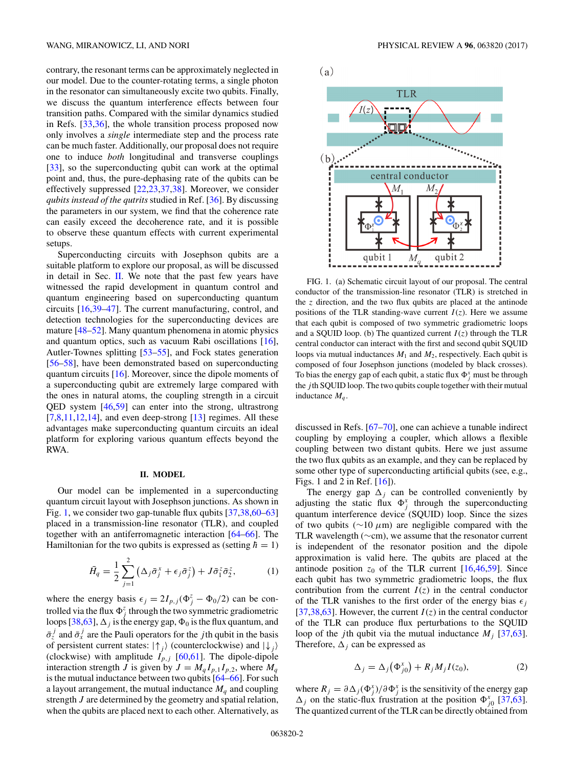contrary, the resonant terms can be approximately neglected in our model. Due to the counter-rotating terms, a single photon in the resonator can simultaneously excite two qubits. Finally, we discuss the quantum interference effects between four transition paths. Compared with the similar dynamics studied in Refs. [33,36], the whole transition process proposed now only involves a *single* intermediate step and the process rate can be much faster. Additionally, our proposal does not require one to induce *both* longitudinal and transverse couplings [33], so the superconducting qubit can work at the optimal point and, thus, the pure-dephasing rate of the qubits can be effectively suppressed [22,23,37,38]. Moreover, we consider *qubits instead of the qutrits* studied in Ref. [36]. By discussing the parameters in our system, we find that the coherence rate can easily exceed the decoherence rate, and it is possible to observe these quantum effects with current experimental setups.

Superconducting circuits with Josephson qubits are a suitable platform to explore our proposal, as will be discussed in detail in Sec. II. We note that the past few years have witnessed the rapid development in quantum control and quantum engineering based on superconducting quantum circuits [16,39–47]. The current manufacturing, control, and detection technologies for the superconducting devices are mature [48–52]. Many quantum phenomena in atomic physics and quantum optics, such as vacuum Rabi oscillations [16], Autler-Townes splitting [53–55], and Fock states generation [56–58], have been demonstrated based on superconducting quantum circuits [16]. Moreover, since the dipole moments of a superconducting qubit are extremely large compared with the ones in natural atoms, the coupling strength in a circuit QED system [46,59] can enter into the strong, ultrastrong [7,8,11,12,14], and even deep-strong [13] regimes. All these advantages make superconducting quantum circuits an ideal platform for exploring various quantum effects beyond the RWA.

## II. MODEL

Our model can be implemented in a superconducting quantum circuit layout with Josephson junctions. As shown in Fig. 1, we consider two gap-tunable flux qubits [37,38,60–63] placed in a transmission-line resonator (TLR), and coupled together with an antiferromagnetic interaction [64–66]. The Hamiltonian for the two qubits is expressed as (setting $\hbar = 1$)

$$\bar{H}_q = \frac{1}{2}\sum_{j=1}^{2}\left(\Delta_j\bar{\sigma}_j^x + \epsilon_j\bar{\sigma}_j^z\right) + J\bar{\sigma}_1^z\bar{\sigma}_2^z, \tag{1}$$

where the energy basis $\epsilon_j = 2I_{p,j}(\Phi_j^z - \Phi_0/2)$ can be controlled via the flux $\Phi_j^z$ through the two symmetric gradiometric loops [38,63], $\Delta_j$ is the energy gap, $\Phi_0$ is the flux quantum, and $\bar{\sigma}_z^j$ and $\bar{\sigma}_x^j$ are the Pauli operators for the $j$th qubit in the basis of persistent current states: $|\uparrow_j\rangle$ (counterclockwise) and $|\downarrow_j\rangle$ (clockwise) with amplitude $I_{p,j}$ [60,61]. The dipole-dipole interaction strength $J$ is given by $J = M_q I_{p,1} I_{p,2}$, where $M_q$ is the mutual inductance between two qubits [64–66]. For such a layout arrangement, the mutual inductance $M_q$ and coupling strength $J$ are determined by the geometry and spatial relation, when the qubits are placed next to each other. Alternatively, as discussed in Refs. [67–70], one can achieve a tunable indirect coupling by employing a coupler, which allows a flexible coupling between two distant qubits. Here we just assume the two flux qubits as an example, and they can be replaced by some other type of superconducting artificial qubits (see, e.g., Figs. 1 and 2 in Ref. [16]).

FIG. 1. (a) Schematic circuit layout of our proposal. The central conductor of the transmission-line resonator (TLR) is stretched in the $z$ direction, and the two flux qubits are placed at the antinode positions of the TLR standing-wave current $I(z)$. Here we assume that each qubit is composed of two symmetric gradiometric loops and a SQUID loop. (b) The quantized current $I(z)$ through the TLR central conductor can interact with the first and second qubit SQUID loops via mutual inductances $M_1$ and $M_2$, respectively. Each qubit is composed of four Josephson junctions (modeled by black crosses). To bias the energy gap of each qubit, a static flux $\Phi_j^x$ must be through the $j$th SQUID loop. The two qubits couple together with their mutual inductance $M_q$.

The energy gap $\Delta_j$ can be controlled conveniently by adjusting the static flux $\Phi_j^x$ through the superconducting quantum interference device (SQUID) loop. Since the sizes of two qubits ($\sim$10 $\mu$m) are negligible compared with the TLR wavelength ($\sim$cm), we assume that the resonator current is independent of the resonator position and the dipole approximation is valid here. The qubits are placed at the antinode position $z_0$ of the TLR current [16,46,59]. Since each qubit has two symmetric gradiometric loops, the flux contribution from the current $I(z)$ in the central conductor of the TLR vanishes to the first order of the energy bias $\epsilon_j$ [37,38,63]. However, the current $I(z)$ in the central conductor of the TLR can produce flux perturbations to the SQUID loop of the $j$th qubit via the mutual inductance $M_j$ [37,63]. Therefore, $\Delta_j$ can be expressed as

$$\Delta_j = \Delta_j\left(\Phi_{j0}^x\right) + R_j M_j I(z_0), \tag{2}$$

where $R_j = \partial\Delta_j(\Phi_j^x)/\partial\Phi_j^x$ is the sensitivity of the energy gap $\Delta_j$ on the static-flux frustration at the position $\Phi_{j0}^x$ [37,63]. The quantized current of the TLR can be directly obtained from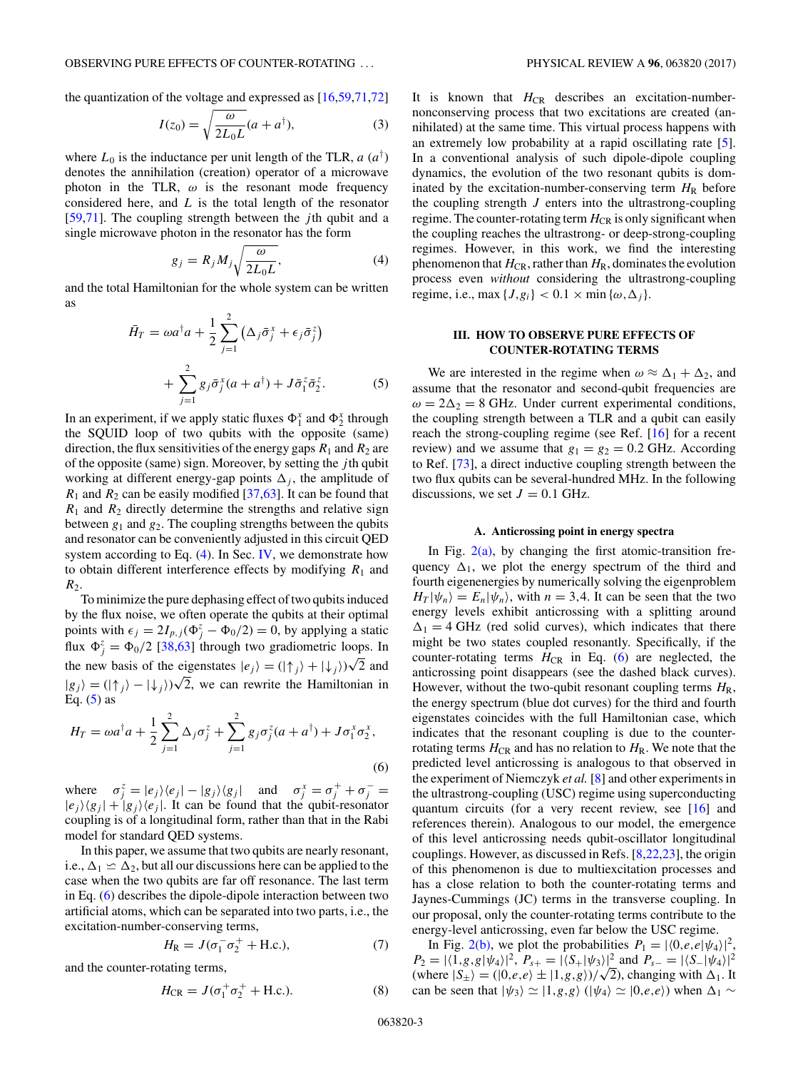the quantization of the voltage and expressed as [16,59,71,72]

$$I(z_0) = \sqrt{\frac{\omega}{2L_0 L}}(a + a^\dagger), \tag{3}$$

where $L_0$ is the inductance per unit length of the TLR, $a$ ($a^\dagger$) denotes the annihilation (creation) operator of a microwave photon in the TLR, $\omega$ is the resonant mode frequency considered here, and $L$ is the total length of the resonator [59,71]. The coupling strength between the $j$th qubit and a single microwave photon in the resonator has the form

$$g_j = R_j M_j \sqrt{\frac{\omega}{2L_0 L}}, \tag{4}$$

and the total Hamiltonian for the whole system can be written as

$$\begin{aligned}\bar{H}_T &= \omega a^\dagger a + \frac{1}{2}\sum_{j=1}^{2}\left(\Delta_j \bar{\sigma}_j^x + \epsilon_j \bar{\sigma}_j^z\right) \\ &\quad + \sum_{j=1}^{2} g_j \bar{\sigma}_j^x (a + a^\dagger) + J\bar{\sigma}_1^z \bar{\sigma}_2^z.\end{aligned} \tag{5}$$

In an experiment, if we apply static fluxes $\Phi_1^x$ and $\Phi_2^x$ through the SQUID loop of two qubits with the opposite (same) direction, the flux sensitivities of the energy gaps $R_1$ and $R_2$ are of the opposite (same) sign. Moreover, by setting the $j$th qubit working at different energy-gap points $\Delta_j$, the amplitude of $R_1$ and $R_2$ can be easily modified [37,63]. It can be found that $R_1$ and $R_2$ directly determine the strengths and relative sign between $g_1$ and $g_2$. The coupling strengths between the qubits and resonator can be conveniently adjusted in this circuit QED system according to Eq. (4). In Sec. IV, we demonstrate how to obtain different interference effects by modifying $R_1$ and $R_2$.

To minimize the pure dephasing effect of two qubits induced by the flux noise, we often operate the qubits at their optimal points with $\epsilon_j = 2I_{p,j}(\Phi_j^z - \Phi_0/2) = 0$, by applying a static flux $\Phi_j^z = \Phi_0/2$ [38,63] through two gradiometric loops. In the new basis of the eigenstates $|e_j\rangle = (|\uparrow_j\rangle + |\downarrow_j\rangle)\sqrt{2}$ and $|g_j\rangle = (|\uparrow_j\rangle - |\downarrow_j\rangle)\sqrt{2}$, we can rewrite the Hamiltonian in Eq. (5) as

$$H_T = \omega a^\dagger a + \frac{1}{2}\sum_{j=1}^{2}\Delta_j \sigma_j^z + \sum_{j=1}^{2} g_j \sigma_j^z (a + a^\dagger) + J\sigma_1^x \sigma_2^x, \tag{6}$$

where $\sigma_j^z = |e_j\rangle\langle e_j| - |g_j\rangle\langle g_j|$ and $\sigma_j^x = \sigma_j^+ + \sigma_j^- = |e_j\rangle\langle g_j| + |g_j\rangle\langle e_j|$. It can be found that the qubit-resonator coupling is of a longitudinal form, rather than that in the Rabi model for standard QED systems.

In this paper, we assume that two qubits are nearly resonant, i.e., $\Delta_1 \simeq \Delta_2$, but all our discussions here can be applied to the case when the two qubits are far off resonance. The last term in Eq. (6) describes the dipole-dipole interaction between two artificial atoms, which can be separated into two parts, i.e., the excitation-number-conserving terms,

$$H_{\rm R} = J(\sigma_1^- \sigma_2^+ + \text{H.c.}), \tag{7}$$

and the counter-rotating terms,

$$H_{\rm CR} = J(\sigma_1^+ \sigma_2^+ + \text{H.c.}). \tag{8}$$

It is known that $H_{\rm CR}$ describes an excitation-number-nonconserving process that two excitations are created (annihilated) at the same time. This virtual process happens with an extremely low probability at a rapid oscillating rate [5]. In a conventional analysis of such dipole-dipole coupling dynamics, the evolution of the two resonant qubits is dominated by the excitation-number-conserving term $H_{\rm R}$ before the coupling strength $J$ enters into the ultrastrong-coupling regime. The counter-rotating term $H_{\rm CR}$ is only significant when the coupling reaches the ultrastrong- or deep-strong-coupling regimes. However, in this work, we find the interesting phenomenon that $H_{\rm CR}$, rather than $H_{\rm R}$, dominates the evolution process even *without* considering the ultrastrong-coupling regime, i.e., $\max\{J, g_i\} < 0.1 \times \min\{\omega, \Delta_j\}$.

## III. HOW TO OBSERVE PURE EFFECTS OF COUNTER-ROTATING TERMS

We are interested in the regime when $\omega \approx \Delta_1 + \Delta_2$, and assume that the resonator and second-qubit frequencies are $\omega = 2\Delta_2 = 8$ GHz. Under current experimental conditions, the coupling strength between a TLR and a qubit can easily reach the strong-coupling regime (see Ref. [16] for a recent review) and we assume that $g_1 = g_2 = 0.2$ GHz. According to Ref. [73], a direct inductive coupling strength between the two flux qubits can be several-hundred MHz. In the following discussions, we set $J = 0.1$ GHz.

### A. Anticrossing point in energy spectra

In Fig. 2(a), by changing the first atomic-transition frequency $\Delta_1$, we plot the energy spectrum of the third and fourth eigenenergies by numerically solving the eigenproblem $H_T|\psi_n\rangle = E_n|\psi_n\rangle$, with $n = 3,4$. It can be seen that the two energy levels exhibit anticrossing with a splitting around $\Delta_1 = 4$ GHz (red solid curves), which indicates that there might be two states coupled resonantly. Specifically, if the counter-rotating terms $H_{\rm CR}$ in Eq. (6) are neglected, the anticrossing point disappears (see the dashed black curves). However, without the two-qubit resonant coupling terms $H_{\rm R}$, the energy spectrum (blue dot curves) for the third and fourth eigenstates coincides with the full Hamiltonian case, which indicates that the resonant coupling is due to the counter-rotating terms $H_{\rm CR}$ and has no relation to $H_{\rm R}$. We note that the predicted level anticrossing is analogous to that observed in the experiment of Niemczyk *et al.* [8] and other experiments in the ultrastrong-coupling (USC) regime using superconducting quantum circuits (for a very recent review, see [16] and references therein). Analogous to our model, the emergence of this level anticrossing needs qubit-oscillator longitudinal couplings. However, as discussed in Refs. [8,22,23], the origin of this phenomenon is due to multiexcitation processes and has a close relation to both the counter-rotating terms and Jaynes-Cummings (JC) terms in the transverse coupling. In our proposal, only the counter-rotating terms contribute to the energy-level anticrossing, even far below the USC regime.

In Fig. 2(b), we plot the probabilities $P_1 = |\langle 0,e,e|\psi_4\rangle|^2$, $P_2 = |\langle 1,g,g|\psi_4\rangle|^2$, $P_{s+} = |\langle S_+|\psi_3\rangle|^2$ and $P_{s-} = |\langle S_-|\psi_4\rangle|^2$ (where $|S_\pm\rangle = (|0,e,e\rangle \pm |1,g,g\rangle)/\sqrt{2}$), changing with $\Delta_1$. It can be seen that $|\psi_3\rangle \simeq |1,g,g\rangle$ ($|\psi_4\rangle \simeq |0,e,e\rangle$) when $\Delta_1 \sim$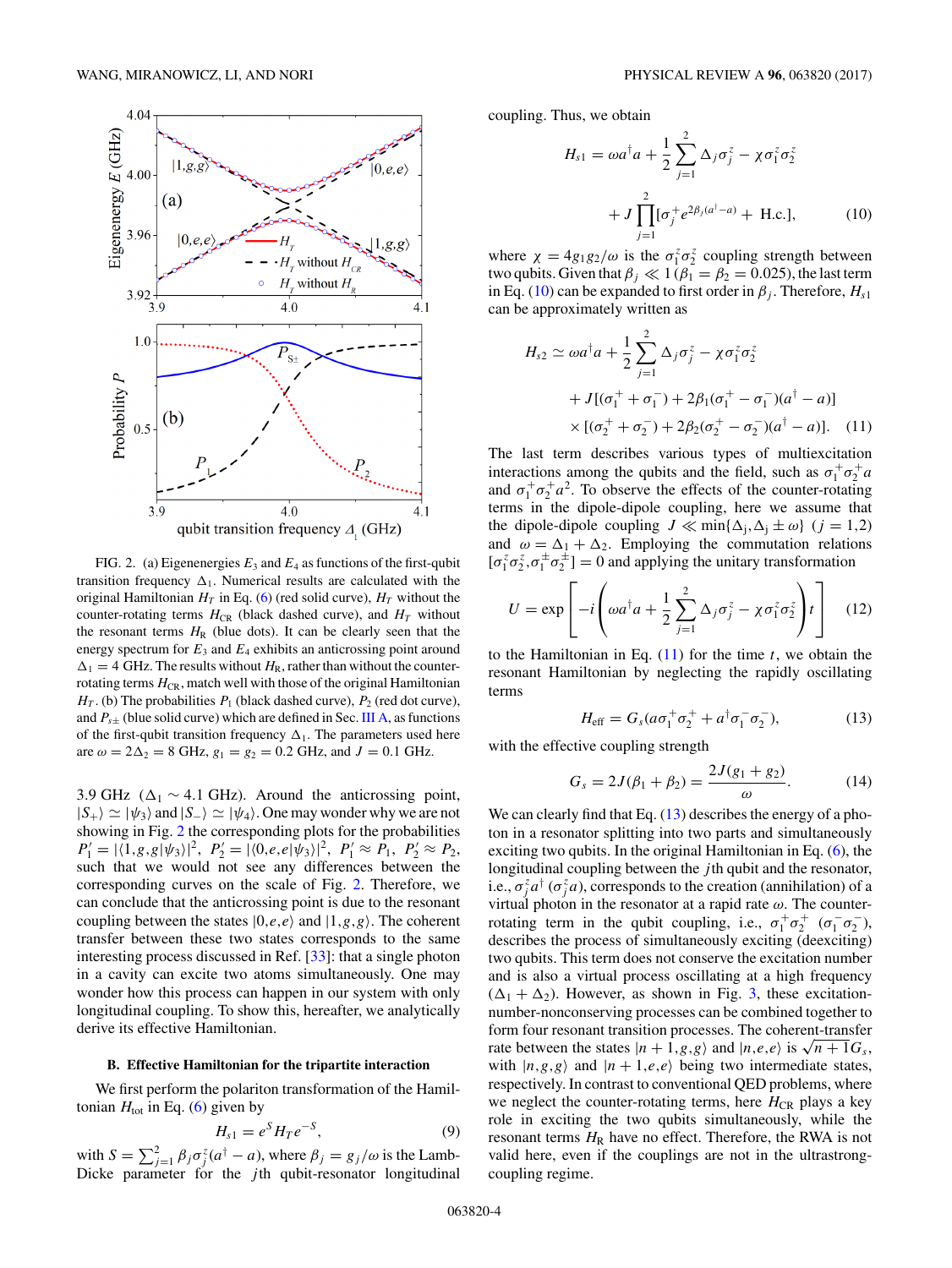FIG. 2. (a) Eigenenergies $E_3$ and $E_4$ as functions of the first-qubit transition frequency $\Delta_1$. Numerical results are calculated with the original Hamiltonian $H_T$ in Eq. (6) (red solid curve), $H_T$ without the counter-rotating terms $H_{\rm CR}$ (black dashed curve), and $H_T$ without the resonant terms $H_{\rm R}$ (blue dots). It can be clearly seen that the energy spectrum for $E_3$ and $E_4$ exhibits an anticrossing point around $\Delta_1 = 4$ GHz. The results without $H_{\rm R}$, rather than without the counter-rotating terms $H_{\rm CR}$, match well with those of the original Hamiltonian $H_T$. (b) The probabilities $P_1$ (black dashed curve), $P_2$ (red dot curve), and $P_{s\pm}$ (blue solid curve) which are defined in Sec. III A, as functions of the first-qubit transition frequency $\Delta_1$. The parameters used here are $\omega = 2\Delta_2 = 8$ GHz, $g_1 = g_2 = 0.2$ GHz, and $J = 0.1$ GHz.

3.9 GHz ($\Delta_1 \sim 4.1$ GHz). Around the anticrossing point, $|S_+\rangle \simeq |\psi_3\rangle$ and $|S_-\rangle \simeq |\psi_4\rangle$. One may wonder why we are not showing in Fig. 2 the corresponding plots for the probabilities $P_1' = |\langle 1,g,g|\psi_3\rangle|^2$, $P_2' = |\langle 0,e,e|\psi_3\rangle|^2$, $P_1' \approx P_1$, $P_2' \approx P_2$, such that we would not see any differences between the corresponding curves on the scale of Fig. 2. Therefore, we can conclude that the anticrossing point is due to the resonant coupling between the states $|0,e,e\rangle$ and $|1,g,g\rangle$. The coherent transfer between these two states corresponds to the same interesting process discussed in Ref. [33]: that a single photon in a cavity can excite two atoms simultaneously. One may wonder how this process can happen in our system with only longitudinal coupling. To show this, hereafter, we analytically derive its effective Hamiltonian.

### B. Effective Hamiltonian for the tripartite interaction

We first perform the polariton transformation of the Hamiltonian $H_{\rm tot}$ in Eq. (6) given by

$$H_{s1} = e^S H_T e^{-S}, \tag{9}$$

with $S = \sum_{j=1}^{2} \beta_j \sigma_j^z (a^\dagger - a)$, where $\beta_j = g_j/\omega$ is the Lamb-Dicke parameter for the $j$th qubit-resonator longitudinal coupling. Thus, we obtain

$$H_{s1} = \omega a^\dagger a + \frac{1}{2}\sum_{j=1}^{2} \Delta_j \sigma_j^z - \chi \sigma_1^z \sigma_2^z + J \prod_{j=1}^{2} [\sigma_j^+ e^{2\beta_j (a^\dagger - a)} + \text{H.c.}], \tag{10}$$

where $\chi = 4g_1 g_2/\omega$ is the $\sigma_1^z \sigma_2^z$ coupling strength between two qubits. Given that $\beta_j \ll 1$ ($\beta_1 = \beta_2 = 0.025$), the last term in Eq. (10) can be expanded to first order in $\beta_j$. Therefore, $H_{s1}$ can be approximately written as

$$\begin{aligned} H_{s2} \simeq\ & \omega a^\dagger a + \frac{1}{2}\sum_{j=1}^{2} \Delta_j \sigma_j^z - \chi \sigma_1^z \sigma_2^z \\ & + J[(\sigma_1^+ + \sigma_1^-) + 2\beta_1(\sigma_1^+ - \sigma_1^-)(a^\dagger - a)] \\ & \times [(\sigma_2^+ + \sigma_2^-) + 2\beta_2(\sigma_2^+ - \sigma_2^-)(a^\dagger - a)]. \end{aligned} \tag{11}$$

The last term describes various types of multiexcitation interactions among the qubits and the field, such as $\sigma_1^+\sigma_2^+ a$ and $\sigma_1^+\sigma_2^+ a^2$. To observe the effects of the counter-rotating terms in the dipole-dipole coupling, here we assume that the dipole-dipole coupling $J \ll \min\{\Delta_j, \Delta_j \pm \omega\}$ ($j = 1,2$) and $\omega = \Delta_1 + \Delta_2$. Employing the commutation relations $[\sigma_1^z\sigma_2^z, \sigma_1^\pm \sigma_2^\pm] = 0$ and applying the unitary transformation

$$U = \exp\left[-i\left(\omega a^\dagger a + \frac{1}{2}\sum_{j=1}^{2}\Delta_j \sigma_j^z - \chi \sigma_1^z \sigma_2^z\right) t\right] \tag{12}$$

to the Hamiltonian in Eq. (11) for the time $t$, we obtain the resonant Hamiltonian by neglecting the rapidly oscillating terms

$$H_{\rm eff} = G_s(a\sigma_1^+\sigma_2^+ + a^\dagger \sigma_1^- \sigma_2^-), \tag{13}$$

with the effective coupling strength

$$G_s = 2J(\beta_1 + \beta_2) = \frac{2J(g_1 + g_2)}{\omega}. \tag{14}$$

We can clearly find that Eq. (13) describes the energy of a photon in a resonator splitting into two parts and simultaneously exciting two qubits. In the original Hamiltonian in Eq. (6), the longitudinal coupling between the $j$th qubit and the resonator, i.e., $\sigma_j^z a^\dagger$ ($\sigma_j^z a$), corresponds to the creation (annihilation) of a virtual photon in the resonator at a rapid rate $\omega$. The counter-rotating term in the qubit coupling, i.e., $\sigma_1^+\sigma_2^+$ ($\sigma_1^-\sigma_2^-$), describes the process of simultaneously exciting (deexciting) two qubits. This term does not conserve the excitation number and is also a virtual process oscillating at a high frequency ($\Delta_1 + \Delta_2$). However, as shown in Fig. 3, these excitation-number-nonconserving processes can be combined together to form four resonant transition processes. The coherent-transfer rate between the states $|n+1,g,g\rangle$ and $|n,e,e\rangle$ is $\sqrt{n+1}G_s$, with $|n,g,g\rangle$ and $|n+1,e,e\rangle$ being two intermediate states, respectively. In contrast to conventional QED problems, where we neglect the counter-rotating terms, here $H_{\rm CR}$ plays a key role in exciting the two qubits simultaneously, while the resonant terms $H_{\rm R}$ have no effect. Therefore, the RWA is not valid here, even if the couplings are not in the ultrastrong-coupling regime.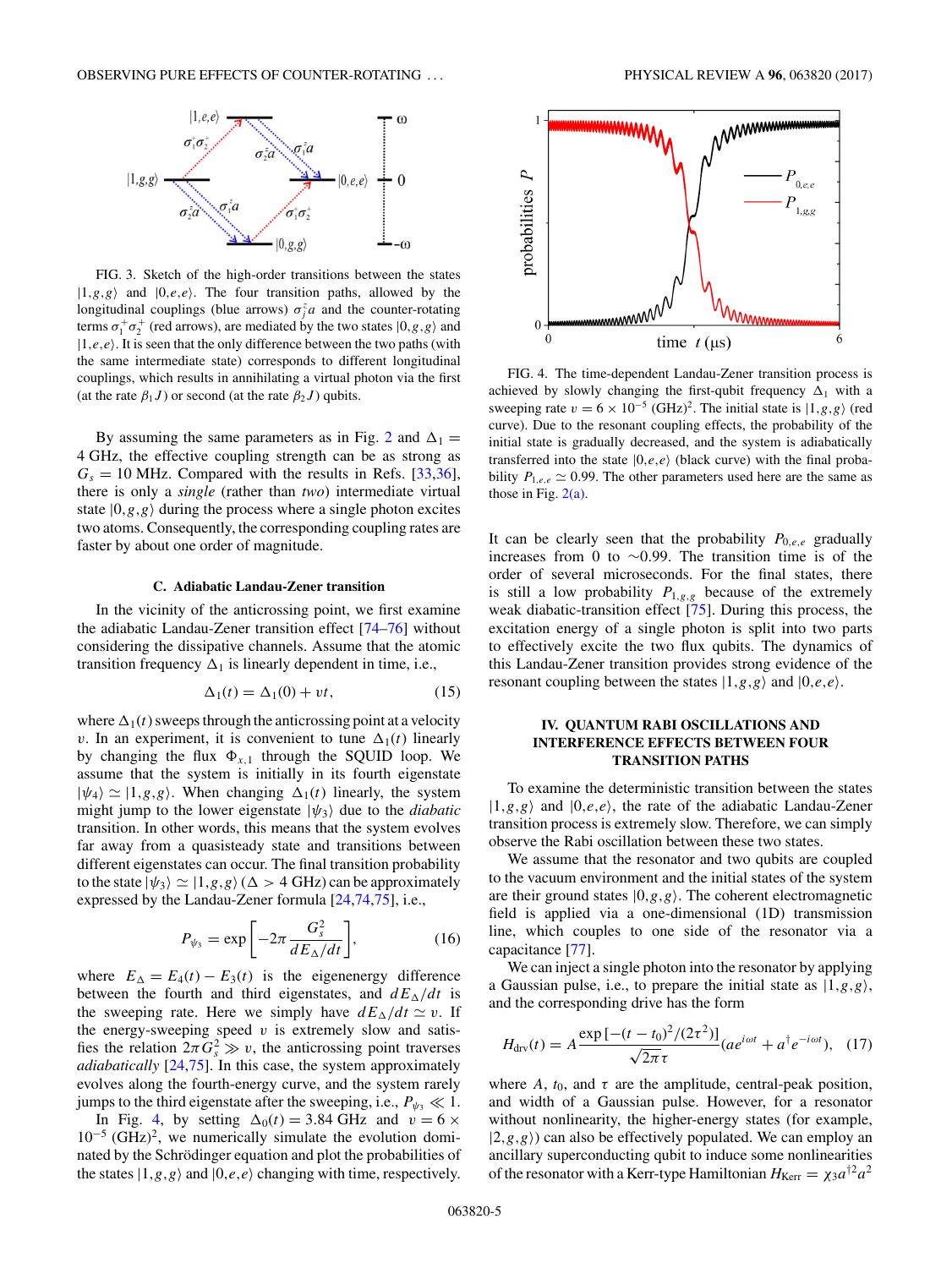FIG. 3. Sketch of the high-order transitions between the states $|1,g,g\rangle$ and $|0,e,e\rangle$. The four transition paths, allowed by the longitudinal couplings (blue arrows) $\sigma_j^z a$ and the counter-rotating terms $\sigma_1^+\sigma_2^+$ (red arrows), are mediated by the two states $|0,g,g\rangle$ and $|1,e,e\rangle$. It is seen that the only difference between the two paths (with the same intermediate state) corresponds to different longitudinal couplings, which results in annihilating a virtual photon via the first (at the rate $\beta_1 J$) or second (at the rate $\beta_2 J$) qubits.

By assuming the same parameters as in Fig. 2 and $\Delta_1 = 4$ GHz, the effective coupling strength can be as strong as $G_s = 10$ MHz. Compared with the results in Refs. [33,36], there is only a *single* (rather than *two*) intermediate virtual state $|0,g,g\rangle$ during the process where a single photon excites two atoms. Consequently, the corresponding coupling rates are faster by about one order of magnitude.

### C. Adiabatic Landau-Zener transition

In the vicinity of the anticrossing point, we first examine the adiabatic Landau-Zener transition effect [74–76] without considering the dissipative channels. Assume that the atomic transition frequency $\Delta_1$ is linearly dependent in time, i.e.,

$$\Delta_1(t) = \Delta_1(0) + vt, \tag{15}$$

where $\Delta_1(t)$ sweeps through the anticrossing point at a velocity $v$. In an experiment, it is convenient to tune $\Delta_1(t)$ linearly by changing the flux $\Phi_{x,1}$ through the SQUID loop. We assume that the system is initially in its fourth eigenstate $|\psi_4\rangle \simeq |1,g,g\rangle$. When changing $\Delta_1(t)$ linearly, the system might jump to the lower eigenstate $|\psi_3\rangle$ due to the *diabatic* transition. In other words, this means that the system evolves far away from a quasisteady state and transitions between different eigenstates can occur. The final transition probability to the state $|\psi_3\rangle \simeq |1,g,g\rangle$ ($\Delta > 4$ GHz) can be approximately expressed by the Landau-Zener formula [24,74,75], i.e.,

$$P_{\psi_3} = \exp\left[-2\pi \frac{G_s^2}{dE_\Delta/dt}\right], \tag{16}$$

where $E_\Delta = E_4(t) - E_3(t)$ is the eigenenergy difference between the fourth and third eigenstates, and $dE_\Delta/dt$ is the sweeping rate. Here we simply have $dE_\Delta/dt \simeq v$. If the energy-sweeping speed $v$ is extremely slow and satisfies the relation $2\pi G_s^2 \gg v$, the anticrossing point traverses *adiabatically* [24,75]. In this case, the system approximately evolves along the fourth-energy curve, and the system rarely jumps to the third eigenstate after the sweeping, i.e., $P_{\psi_3} \ll 1$.

In Fig. 4, by setting $\Delta_0(t) = 3.84$ GHz and $v = 6 \times 10^{-5}$ (GHz)$^2$, we numerically simulate the evolution dominated by the Schrödinger equation and plot the probabilities of the states $|1,g,g\rangle$ and $|0,e,e\rangle$ changing with time, respectively.

FIG. 4. The time-dependent Landau-Zener transition process is achieved by slowly changing the first-qubit frequency $\Delta_1$ with a sweeping rate $v = 6 \times 10^{-5}$ (GHz)$^2$. The initial state is $|1,g,g\rangle$ (red curve). Due to the resonant coupling effects, the probability of the initial state is gradually decreased, and the system is adiabatically transferred into the state $|0,e,e\rangle$ (black curve) with the final probability $P_{1,e,e} \simeq 0.99$. The other parameters used here are the same as those in Fig. 2(a).

It can be clearly seen that the probability $P_{0,e,e}$ gradually increases from 0 to $\sim$0.99. The transition time is of the order of several microseconds. For the final states, there is still a low probability $P_{1,g,g}$ because of the extremely weak diabatic-transition effect [75]. During this process, the excitation energy of a single photon is split into two parts to effectively excite the two flux qubits. The dynamics of this Landau-Zener transition provides strong evidence of the resonant coupling between the states $|1,g,g\rangle$ and $|0,e,e\rangle$.

## IV. QUANTUM RABI OSCILLATIONS AND INTERFERENCE EFFECTS BETWEEN FOUR TRANSITION PATHS

To examine the deterministic transition between the states $|1,g,g\rangle$ and $|0,e,e\rangle$, the rate of the adiabatic Landau-Zener transition process is extremely slow. Therefore, we can simply observe the Rabi oscillation between these two states.

We assume that the resonator and two qubits are coupled to the vacuum environment and the initial states of the system are their ground states $|0,g,g\rangle$. The coherent electromagnetic field is applied via a one-dimensional (1D) transmission line, which couples to one side of the resonator via a capacitance [77].

We can inject a single photon into the resonator by applying a Gaussian pulse, i.e., to prepare the initial state as $|1,g,g\rangle$, and the corresponding drive has the form

$$H_{\rm drv}(t) = A\frac{\exp\left[-(t-t_0)^2/(2\tau^2)\right]}{\sqrt{2\pi}\,\tau}(ae^{i\omega t} + a^\dagger e^{-i\omega t}), \tag{17}$$

where $A$, $t_0$, and $\tau$ are the amplitude, central-peak position, and width of a Gaussian pulse. However, for a resonator without nonlinearity, the higher-energy states (for example, $|2,g,g\rangle$) can also be effectively populated. We can employ an ancillary superconducting qubit to induce some nonlinearities of the resonator with a Kerr-type Hamiltonian $H_{\rm Kerr} = \chi_3 a^{\dagger 2} a^2$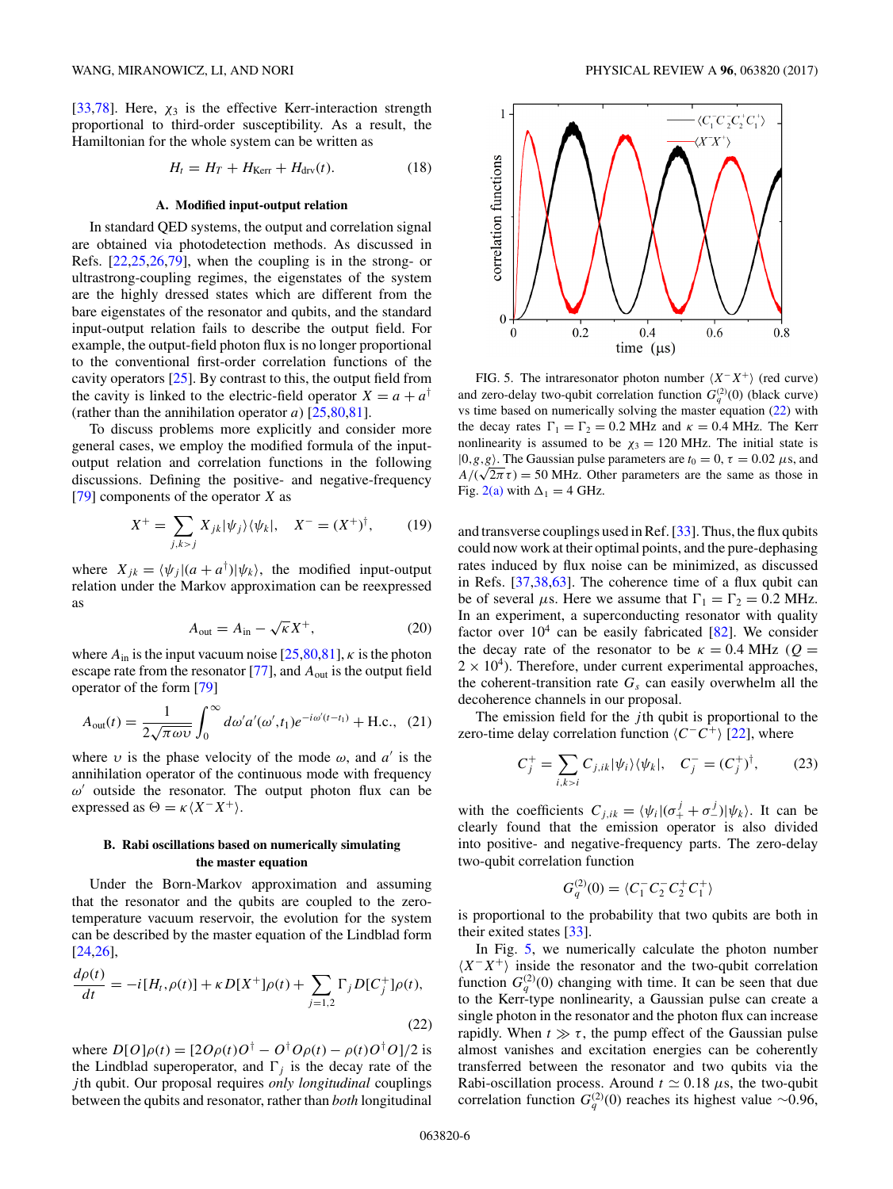[33,78]. Here, $\chi_3$ is the effective Kerr-interaction strength proportional to third-order susceptibility. As a result, the Hamiltonian for the whole system can be written as

$$H_t = H_T + H_{\rm Kerr} + H_{\rm drv}(t). \tag{18}$$

### A. Modified input-output relation

In standard QED systems, the output and correlation signal are obtained via photodetection methods. As discussed in Refs. [22,25,26,79], when the coupling is in the strong- or ultrastrong-coupling regimes, the eigenstates of the system are the highly dressed states which are different from the bare eigenstates of the resonator and qubits, and the standard input-output relation fails to describe the output field. For example, the output-field photon flux is no longer proportional to the conventional first-order correlation functions of the cavity operators [25]. By contrast to this, the output field from the cavity is linked to the electric-field operator $X = a + a^\dagger$ (rather than the annihilation operator $a$) [25,80,81].

To discuss problems more explicitly and consider more general cases, we employ the modified formula of the input-output relation and correlation functions in the following discussions. Defining the positive- and negative-frequency [79] components of the operator $X$ as

$$X^+ = \sum_{j,k>j} X_{jk} |\psi_j\rangle\langle\psi_k|, \quad X^- = (X^+)^\dagger, \tag{19}$$

where $X_{jk} = \langle\psi_j|(a + a^\dagger)|\psi_k\rangle$, the modified input-output relation under the Markov approximation can be reexpressed as

$$A_{\rm out} = A_{\rm in} - \sqrt{\kappa} X^+, \tag{20}$$

where $A_{\rm in}$ is the input vacuum noise [25,80,81], $\kappa$ is the photon escape rate from the resonator [77], and $A_{\rm out}$ is the output field operator of the form [79]

$$A_{\rm out}(t) = \frac{1}{2\sqrt{\pi\omega\upsilon}} \int_0^\infty d\omega' a'(\omega', t_1) e^{-i\omega'(t-t_1)} + \text{H.c.}, \tag{21}$$

where $\upsilon$ is the phase velocity of the mode $\omega$, and $a'$ is the annihilation operator of the continuous mode with frequency $\omega'$ outside the resonator. The output photon flux can be expressed as $\Theta = \kappa\langle X^- X^+\rangle$.

### B. Rabi oscillations based on numerically simulating the master equation

Under the Born-Markov approximation and assuming that the resonator and the qubits are coupled to the zero-temperature vacuum reservoir, the evolution for the system can be described by the master equation of the Lindblad form [24,26],

$$\frac{d\rho(t)}{dt} = -i[H_t, \rho(t)] + \kappa D[X^+]\rho(t) + \sum_{j=1,2} \Gamma_j D[C_j^+]\rho(t), \tag{22}$$

where $D[O]\rho(t) = [2O\rho(t)O^\dagger - O^\dagger O\rho(t) - \rho(t)O^\dagger O]/2$ is the Lindblad superoperator, and $\Gamma_j$ is the decay rate of the $j$th qubit. Our proposal requires *only longitudinal* couplings between the qubits and resonator, rather than *both* longitudinal and transverse couplings used in Ref. [33]. Thus, the flux qubits could now work at their optimal points, and the pure-dephasing rates induced by flux noise can be minimized, as discussed in Refs. [37,38,63]. The coherence time of a flux qubit can be of several $\mu$s. Here we assume that $\Gamma_1 = \Gamma_2 = 0.2$ MHz. In an experiment, a superconducting resonator with quality factor over $10^4$ can be easily fabricated [82]. We consider the decay rate of the resonator to be $\kappa = 0.4$ MHz ($Q = 2\times 10^4$). Therefore, under current experimental approaches, the coherent-transition rate $G_s$ can easily overwhelm all the decoherence channels in our proposal.

FIG. 5. The intraresonator photon number $\langle X^- X^+\rangle$ (red curve) and zero-delay two-qubit correlation function $G_q^{(2)}(0)$ (black curve) vs time based on numerically solving the master equation (22) with the decay rates $\Gamma_1 = \Gamma_2 = 0.2$ MHz and $\kappa = 0.4$ MHz. The Kerr nonlinearity is assumed to be $\chi_3 = 120$ MHz. The initial state is $|0,g,g\rangle$. The Gaussian pulse parameters are $t_0 = 0$, $\tau = 0.02$ $\mu$s, and $A/(\sqrt{2\pi}\tau) = 50$ MHz. Other parameters are the same as those in Fig. 2(a) with $\Delta_1 = 4$ GHz.

The emission field for the $j$th qubit is proportional to the zero-time delay correlation function $\langle C^- C^+\rangle$ [22], where

$$C_j^+ = \sum_{i,k>i} C_{j,ik} |\psi_i\rangle\langle\psi_k|, \quad C_j^- = (C_j^+)^\dagger, \tag{23}$$

with the coefficients $C_{j,ik} = \langle\psi_i|(\sigma_+^j + \sigma_-^j)|\psi_k\rangle$. It can be clearly found that the emission operator is also divided into positive- and negative-frequency parts. The zero-delay two-qubit correlation function

$$G_q^{(2)}(0) = \langle C_1^- C_2^- C_2^+ C_1^+\rangle$$

is proportional to the probability that two qubits are both in their exited states [33].

In Fig. 5, we numerically calculate the photon number $\langle X^- X^+\rangle$ inside the resonator and the two-qubit correlation function $G_q^{(2)}(0)$ changing with time. It can be seen that due to the Kerr-type nonlinearity, a Gaussian pulse can create a single photon in the resonator and the photon flux can increase rapidly. When $t \gg \tau$, the pump effect of the Gaussian pulse almost vanishes and excitation energies can be coherently transferred between the resonator and two qubits via the Rabi-oscillation process. Around $t \simeq 0.18$ $\mu$s, the two-qubit correlation function $G_q^{(2)}(0)$ reaches its highest value $\sim$0.96,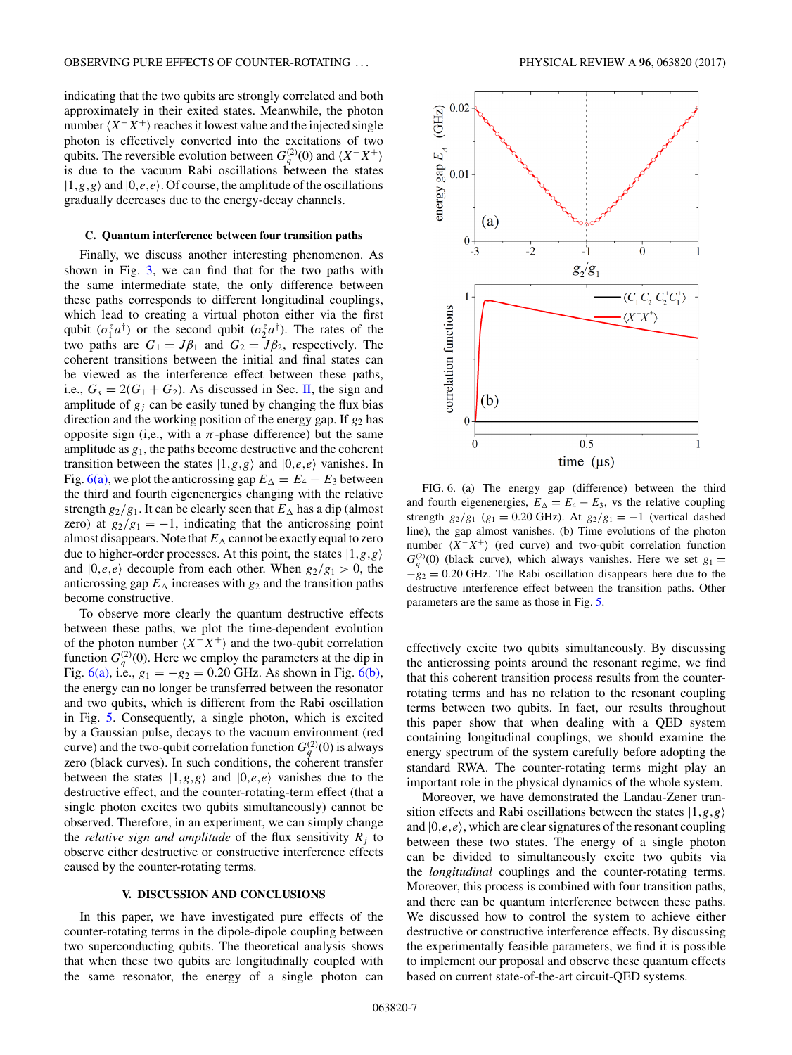indicating that the two qubits are strongly correlated and both approximately in their exited states. Meanwhile, the photon number $\langle X^- X^+ \rangle$ reaches it lowest value and the injected single photon is effectively converted into the excitations of two qubits. The reversible evolution between $G_q^{(2)}(0)$ and $\langle X^- X^+ \rangle$ is due to the vacuum Rabi oscillations between the states $|1,g,g\rangle$ and $|0,e,e\rangle$. Of course, the amplitude of the oscillations gradually decreases due to the energy-decay channels.

### C. Quantum interference between four transition paths

Finally, we discuss another interesting phenomenon. As shown in Fig. 3, we can find that for the two paths with the same intermediate state, the only difference between these paths corresponds to different longitudinal couplings, which lead to creating a virtual photon either via the first qubit ($\sigma_1^z a^\dagger$) or the second qubit ($\sigma_2^z a^\dagger$). The rates of the two paths are $G_1 = J\beta_1$ and $G_2 = J\beta_2$, respectively. The coherent transitions between the initial and final states can be viewed as the interference effect between these paths, i.e., $G_s = 2(G_1 + G_2)$. As discussed in Sec. II, the sign and amplitude of $g_j$ can be easily tuned by changing the flux bias direction and the working position of the energy gap. If $g_2$ has opposite sign (i,e., with a $\pi$-phase difference) but the same amplitude as $g_1$, the paths become destructive and the coherent transition between the states $|1,g,g\rangle$ and $|0,e,e\rangle$ vanishes. In Fig. 6(a), we plot the anticrossing gap $E_\Delta = E_4 - E_3$ between the third and fourth eigenenergies changing with the relative strength $g_2/g_1$. It can be clearly seen that $E_\Delta$ has a dip (almost zero) at $g_2/g_1 = -1$, indicating that the anticrossing point almost disappears. Note that $E_\Delta$ cannot be exactly equal to zero due to higher-order processes. At this point, the states $|1,g,g\rangle$ and $|0,e,e\rangle$ decouple from each other. When $g_2/g_1 > 0$, the anticrossing gap $E_\Delta$ increases with $g_2$ and the transition paths become constructive.

To observe more clearly the quantum destructive effects between these paths, we plot the time-dependent evolution of the photon number $\langle X^- X^+ \rangle$ and the two-qubit correlation function $G_q^{(2)}(0)$. Here we employ the parameters at the dip in Fig. 6(a), i.e., $g_1 = -g_2 = 0.20$ GHz. As shown in Fig. 6(b), the energy can no longer be transferred between the resonator and two qubits, which is different from the Rabi oscillation in Fig. 5. Consequently, a single photon, which is excited by a Gaussian pulse, decays to the vacuum environment (red curve) and the two-qubit correlation function $G_q^{(2)}(0)$ is always zero (black curves). In such conditions, the coherent transfer between the states $|1,g,g\rangle$ and $|0,e,e\rangle$ vanishes due to the destructive effect, and the counter-rotating-term effect (that a single photon excites two qubits simultaneously) cannot be observed. Therefore, in an experiment, we can simply change the *relative sign and amplitude* of the flux sensitivity $R_j$ to observe either destructive or constructive interference effects caused by the counter-rotating terms.

FIG. 6. (a) The energy gap (difference) between the third and fourth eigenenergies, $E_\Delta = E_4 - E_3$, vs the relative coupling strength $g_2/g_1$ ($g_1 = 0.20$ GHz). At $g_2/g_1 = -1$ (vertical dashed line), the gap almost vanishes. (b) Time evolutions of the photon number $\langle X^- X^+ \rangle$ (red curve) and two-qubit correlation function $G_q^{(2)}(0)$ (black curve), which always vanishes. Here we set $g_1 = -g_2 = 0.20$ GHz. The Rabi oscillation disappears here due to the destructive interference effect between the transition paths. Other parameters are the same as those in Fig. 5.

## V. DISCUSSION AND CONCLUSIONS

In this paper, we have investigated pure effects of the counter-rotating terms in the dipole-dipole coupling between two superconducting qubits. The theoretical analysis shows that when these two qubits are longitudinally coupled with the same resonator, the energy of a single photon can effectively excite two qubits simultaneously. By discussing the anticrossing points around the resonant regime, we find that this coherent transition process results from the counter-rotating terms and has no relation to the resonant coupling terms between two qubits. In fact, our results throughout this paper show that when dealing with a QED system containing longitudinal couplings, we should examine the energy spectrum of the system carefully before adopting the standard RWA. The counter-rotating terms might play an important role in the physical dynamics of the whole system.

Moreover, we have demonstrated the Landau-Zener transition effects and Rabi oscillations between the states $|1,g,g\rangle$ and $|0,e,e\rangle$, which are clear signatures of the resonant coupling between these two states. The energy of a single photon can be divided to simultaneously excite two qubits via the *longitudinal* couplings and the counter-rotating terms. Moreover, this process is combined with four transition paths, and there can be quantum interference between these paths. We discussed how to control the system to achieve either destructive or constructive interference effects. By discussing the experimentally feasible parameters, we find it is possible to implement our proposal and observe these quantum effects based on current state-of-the-art circuit-QED systems.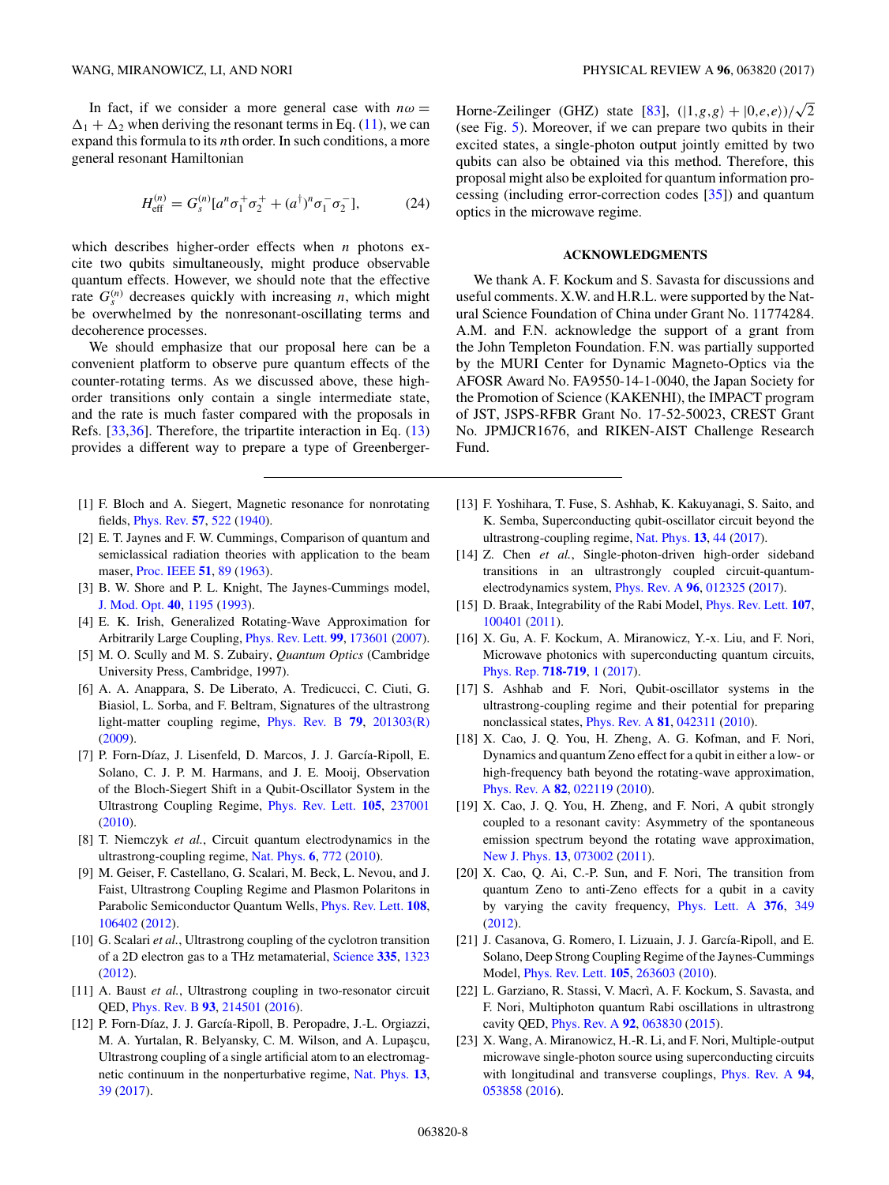In fact, if we consider a more general case with $n\omega = \Delta_1 + \Delta_2$ when deriving the resonant terms in Eq. (11), we can expand this formula to its $n$th order. In such conditions, a more general resonant Hamiltonian

$$H_{\text{eff}}^{(n)} = G_s^{(n)}[a^n \sigma_1^+ \sigma_2^+ + (a^\dagger)^n \sigma_1^- \sigma_2^-], \tag{24}$$

which describes higher-order effects when $n$ photons excite two qubits simultaneously, might produce observable quantum effects. However, we should note that the effective rate $G_s^{(n)}$ decreases quickly with increasing $n$, which might be overwhelmed by the nonresonant-oscillating terms and decoherence processes.

We should emphasize that our proposal here can be a convenient platform to observe pure quantum effects of the counter-rotating terms. As we discussed above, these high-order transitions only contain a single intermediate state, and the rate is much faster compared with the proposals in Refs. [33,36]. Therefore, the tripartite interaction in Eq. (13) provides a different way to prepare a type of Greenberger-Horne-Zeilinger (GHZ) state [83], $(|1,g,g\rangle + |0,e,e\rangle)/\sqrt{2}$ (see Fig. 5). Moreover, if we can prepare two qubits in their excited states, a single-photon output jointly emitted by two qubits can also be obtained via this method. Therefore, this proposal might also be exploited for quantum information processing (including error-correction codes [35]) and quantum optics in the microwave regime.

## ACKNOWLEDGMENTS

We thank A. F. Kockum and S. Savasta for discussions and useful comments. X.W. and H.R.L. were supported by the Natural Science Foundation of China under Grant No. 11774284. A.M. and F.N. acknowledge the support of a grant from the John Templeton Foundation. F.N. was partially supported by the MURI Center for Dynamic Magneto-Optics via the AFOSR Award No. FA9550-14-1-0040, the Japan Society for the Promotion of Science (KAKENHI), the IMPACT program of JST, JSPS-RFBR Grant No. 17-52-50023, CREST Grant No. JPMJCR1676, and RIKEN-AIST Challenge Research Fund.

---

[1] F. Bloch and A. Siegert, Magnetic resonance for nonrotating fields, Phys. Rev. **57**, 522 (1940).

[2] E. T. Jaynes and F. W. Cummings, Comparison of quantum and semiclassical radiation theories with application to the beam maser, Proc. IEEE **51**, 89 (1963).

[3] B. W. Shore and P. L. Knight, The Jaynes-Cummings model, J. Mod. Opt. **40**, 1195 (1993).

[4] E. K. Irish, Generalized Rotating-Wave Approximation for Arbitrarily Large Coupling, Phys. Rev. Lett. **99**, 173601 (2007).

[5] M. O. Scully and M. S. Zubairy, *Quantum Optics* (Cambridge University Press, Cambridge, 1997).

[6] A. A. Anappara, S. De Liberato, A. Tredicucci, C. Ciuti, G. Biasiol, L. Sorba, and F. Beltram, Signatures of the ultrastrong light-matter coupling regime, Phys. Rev. B **79**, 201303(R) (2009).

[7] P. Forn-Díaz, J. Lisenfeld, D. Marcos, J. J. García-Ripoll, E. Solano, C. J. P. M. Harmans, and J. E. Mooij, Observation of the Bloch-Siegert Shift in a Qubit-Oscillator System in the Ultrastrong Coupling Regime, Phys. Rev. Lett. **105**, 237001 (2010).

[8] T. Niemczyk *et al.*, Circuit quantum electrodynamics in the ultrastrong-coupling regime, Nat. Phys. **6**, 772 (2010).

[9] M. Geiser, F. Castellano, G. Scalari, M. Beck, L. Nevou, and J. Faist, Ultrastrong Coupling Regime and Plasmon Polaritons in Parabolic Semiconductor Quantum Wells, Phys. Rev. Lett. **108**, 106402 (2012).

[10] G. Scalari *et al.*, Ultrastrong coupling of the cyclotron transition of a 2D electron gas to a THz metamaterial, Science **335**, 1323 (2012).

[11] A. Baust *et al.*, Ultrastrong coupling in two-resonator circuit QED, Phys. Rev. B **93**, 214501 (2016).

[12] P. Forn-Díaz, J. J. García-Ripoll, B. Peropadre, J.-L. Orgiazzi, M. A. Yurtalan, R. Belyansky, C. M. Wilson, and A. Lupaşcu, Ultrastrong coupling of a single artificial atom to an electromagnetic continuum in the nonperturbative regime, Nat. Phys. **13**, 39 (2017).

[13] F. Yoshihara, T. Fuse, S. Ashhab, K. Kakuyanagi, S. Saito, and K. Semba, Superconducting qubit-oscillator circuit beyond the ultrastrong-coupling regime, Nat. Phys. **13**, 44 (2017).

[14] Z. Chen *et al.*, Single-photon-driven high-order sideband transitions in an ultrastrongly coupled circuit-quantum-electrodynamics system, Phys. Rev. A **96**, 012325 (2017).

[15] D. Braak, Integrability of the Rabi Model, Phys. Rev. Lett. **107**, 100401 (2011).

[16] X. Gu, A. F. Kockum, A. Miranowicz, Y.-x. Liu, and F. Nori, Microwave photonics with superconducting quantum circuits, Phys. Rep. **718-719**, 1 (2017).

[17] S. Ashhab and F. Nori, Qubit-oscillator systems in the ultrastrong-coupling regime and their potential for preparing nonclassical states, Phys. Rev. A **81**, 042311 (2010).

[18] X. Cao, J. Q. You, H. Zheng, A. G. Kofman, and F. Nori, Dynamics and quantum Zeno effect for a qubit in either a low- or high-frequency bath beyond the rotating-wave approximation, Phys. Rev. A **82**, 022119 (2010).

[19] X. Cao, J. Q. You, H. Zheng, and F. Nori, A qubit strongly coupled to a resonant cavity: Asymmetry of the spontaneous emission spectrum beyond the rotating wave approximation, New J. Phys. **13**, 073002 (2011).

[20] X. Cao, Q. Ai, C.-P. Sun, and F. Nori, The transition from quantum Zeno to anti-Zeno effects for a qubit in a cavity by varying the cavity frequency, Phys. Lett. A **376**, 349 (2012).

[21] J. Casanova, G. Romero, I. Lizuain, J. J. García-Ripoll, and E. Solano, Deep Strong Coupling Regime of the Jaynes-Cummings Model, Phys. Rev. Lett. **105**, 263603 (2010).

[22] L. Garziano, R. Stassi, V. Macrì, A. F. Kockum, S. Savasta, and F. Nori, Multiphoton quantum Rabi oscillations in ultrastrong cavity QED, Phys. Rev. A **92**, 063830 (2015).

[23] X. Wang, A. Miranowicz, H.-R. Li, and F. Nori, Multiple-output microwave single-photon source using superconducting circuits with longitudinal and transverse couplings, Phys. Rev. A **94**, 053858 (2016).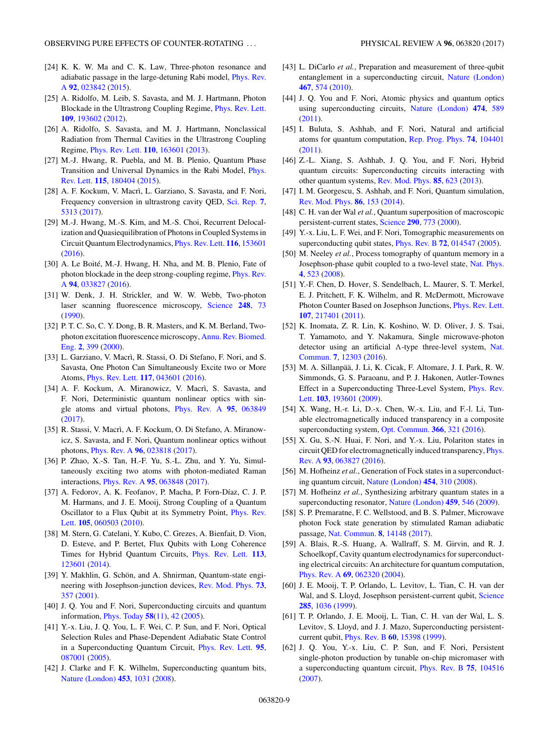[24] K. K. W. Ma and C. K. Law, Three-photon resonance and adiabatic passage in the large-detuning Rabi model, Phys. Rev. A **92**, 023842 (2015).

[25] A. Ridolfo, M. Leib, S. Savasta, and M. J. Hartmann, Photon Blockade in the Ultrastrong Coupling Regime, Phys. Rev. Lett. **109**, 193602 (2012).

[26] A. Ridolfo, S. Savasta, and M. J. Hartmann, Nonclassical Radiation from Thermal Cavities in the Ultrastrong Coupling Regime, Phys. Rev. Lett. **110**, 163601 (2013).

[27] M.-J. Hwang, R. Puebla, and M. B. Plenio, Quantum Phase Transition and Universal Dynamics in the Rabi Model, Phys. Rev. Lett. **115**, 180404 (2015).

[28] A. F. Kockum, V. Macrì, L. Garziano, S. Savasta, and F. Nori, Frequency conversion in ultrastrong cavity QED, Sci. Rep. **7**, 5313 (2017).

[29] M.-J. Hwang, M.-S. Kim, and M.-S. Choi, Recurrent Delocalization and Quasiequilibration of Photons in Coupled Systems in Circuit Quantum Electrodynamics, Phys. Rev. Lett. **116**, 153601 (2016).

[30] A. Le Boité, M.-J. Hwang, H. Nha, and M. B. Plenio, Fate of photon blockade in the deep strong-coupling regime, Phys. Rev. A **94**, 033827 (2016).

[31] W. Denk, J. H. Strickler, and W. W. Webb, Two-photon laser scanning fluorescence microscopy, Science **248**, 73 (1990).

[32] P. T. C. So, C. Y. Dong, B. R. Masters, and K. M. Berland, Two-photon excitation fluorescence microscopy, Annu. Rev. Biomed. Eng. **2**, 399 (2000).

[33] L. Garziano, V. Macrì, R. Stassi, O. Di Stefano, F. Nori, and S. Savasta, One Photon Can Simultaneously Excite two or More Atoms, Phys. Rev. Lett. **117**, 043601 (2016).

[34] A. F. Kockum, A. Miranowicz, V. Macrì, S. Savasta, and F. Nori, Deterministic quantum nonlinear optics with single atoms and virtual photons, Phys. Rev. A **95**, 063849 (2017).

[35] R. Stassi, V. Macrì, A. F. Kockum, O. Di Stefano, A. Miranowicz, S. Savasta, and F. Nori, Quantum nonlinear optics without photons, Phys. Rev. A **96**, 023818 (2017).

[36] P. Zhao, X.-S. Tan, H.-F. Yu, S.-L. Zhu, and Y. Yu, Simultaneously exciting two atoms with photon-mediated Raman interactions, Phys. Rev. A **95**, 063848 (2017).

[37] A. Fedorov, A. K. Feofanov, P. Macha, P. Forn-Díaz, C. J. P. M. Harmans, and J. E. Mooij, Strong Coupling of a Quantum Oscillator to a Flux Qubit at its Symmetry Point, Phys. Rev. Lett. **105**, 060503 (2010).

[38] M. Stern, G. Catelani, Y. Kubo, C. Grezes, A. Bienfait, D. Vion, D. Esteve, and P. Bertet, Flux Qubits with Long Coherence Times for Hybrid Quantum Circuits, Phys. Rev. Lett. **113**, 123601 (2014).

[39] Y. Makhlin, G. Schön, and A. Shnirman, Quantum-state engineering with Josephson-junction devices, Rev. Mod. Phys. **73**, 357 (2001).

[40] J. Q. You and F. Nori, Superconducting circuits and quantum information, Phys. Today **58**(11), 42 (2005).

[41] Y.-x. Liu, J. Q. You, L. F. Wei, C. P. Sun, and F. Nori, Optical Selection Rules and Phase-Dependent Adiabatic State Control in a Superconducting Quantum Circuit, Phys. Rev. Lett. **95**, 087001 (2005).

[42] J. Clarke and F. K. Wilhelm, Superconducting quantum bits, Nature (London) **453**, 1031 (2008).

[43] L. DiCarlo *et al.*, Preparation and measurement of three-qubit entanglement in a superconducting circuit, Nature (London) **467**, 574 (2010).

[44] J. Q. You and F. Nori, Atomic physics and quantum optics using superconducting circuits, Nature (London) **474**, 589 (2011).

[45] I. Buluta, S. Ashhab, and F. Nori, Natural and artificial atoms for quantum computation, Rep. Prog. Phys. **74**, 104401 (2011).

[46] Z.-L. Xiang, S. Ashhab, J. Q. You, and F. Nori, Hybrid quantum circuits: Superconducting circuits interacting with other quantum systems, Rev. Mod. Phys. **85**, 623 (2013).

[47] I. M. Georgescu, S. Ashhab, and F. Nori, Quantum simulation, Rev. Mod. Phys. **86**, 153 (2014).

[48] C. H. van der Wal *et al.*, Quantum superposition of macroscopic persistent-current states, Science **290**, 773 (2000).

[49] Y.-x. Liu, L. F. Wei, and F. Nori, Tomographic measurements on superconducting qubit states, Phys. Rev. B **72**, 014547 (2005).

[50] M. Neeley *et al.*, Process tomography of quantum memory in a Josephson-phase qubit coupled to a two-level state, Nat. Phys. **4**, 523 (2008).

[51] Y.-F. Chen, D. Hover, S. Sendelbach, L. Maurer, S. T. Merkel, E. J. Pritchett, F. K. Wilhelm, and R. McDermott, Microwave Photon Counter Based on Josephson Junctions, Phys. Rev. Lett. **107**, 217401 (2011).

[52] K. Inomata, Z. R. Lin, K. Koshino, W. D. Oliver, J. S. Tsai, T. Yamamoto, and Y. Nakamura, Single microwave-photon detector using an artificial Λ-type three-level system, Nat. Commun. **7**, 12303 (2016).

[53] M. A. Sillanpää, J. Li, K. Cicak, F. Altomare, J. I. Park, R. W. Simmonds, G. S. Paraoanu, and P. J. Hakonen, Autler-Townes Effect in a Superconducting Three-Level System, Phys. Rev. Lett. **103**, 193601 (2009).

[54] X. Wang, H.-r. Li, D.-x. Chen, W.-x. Liu, and F.-l. Li, Tunable electromagnetically induced transparency in a composite superconducting system, Opt. Commun. **366**, 321 (2016).

[55] X. Gu, S.-N. Huai, F. Nori, and Y.-x. Liu, Polariton states in circuit QED for electromagnetically induced transparency, Phys. Rev. A **93**, 063827 (2016).

[56] M. Hofheinz *et al.*, Generation of Fock states in a superconducting quantum circuit, Nature (London) **454**, 310 (2008).

[57] M. Hofheinz *et al.*, Synthesizing arbitrary quantum states in a superconducting resonator, Nature (London) **459**, 546 (2009).

[58] S. P. Premaratne, F. C. Wellstood, and B. S. Palmer, Microwave photon Fock state generation by stimulated Raman adiabatic passage, Nat. Commun. **8**, 14148 (2017).

[59] A. Blais, R.-S. Huang, A. Wallraff, S. M. Girvin, and R. J. Schoelkopf, Cavity quantum electrodynamics for superconducting electrical circuits: An architecture for quantum computation, Phys. Rev. A **69**, 062320 (2004).

[60] J. E. Mooij, T. P. Orlando, L. Levitov, L. Tian, C. H. van der Wal, and S. Lloyd, Josephson persistent-current qubit, Science **285**, 1036 (1999).

[61] T. P. Orlando, J. E. Mooij, L. Tian, C. H. van der Wal, L. S. Levitov, S. Lloyd, and J. J. Mazo, Superconducting persistent-current qubit, Phys. Rev. B **60**, 15398 (1999).

[62] J. Q. You, Y.-x. Liu, C. P. Sun, and F. Nori, Persistent single-photon production by tunable on-chip micromaser with a superconducting quantum circuit, Phys. Rev. B **75**, 104516 (2007).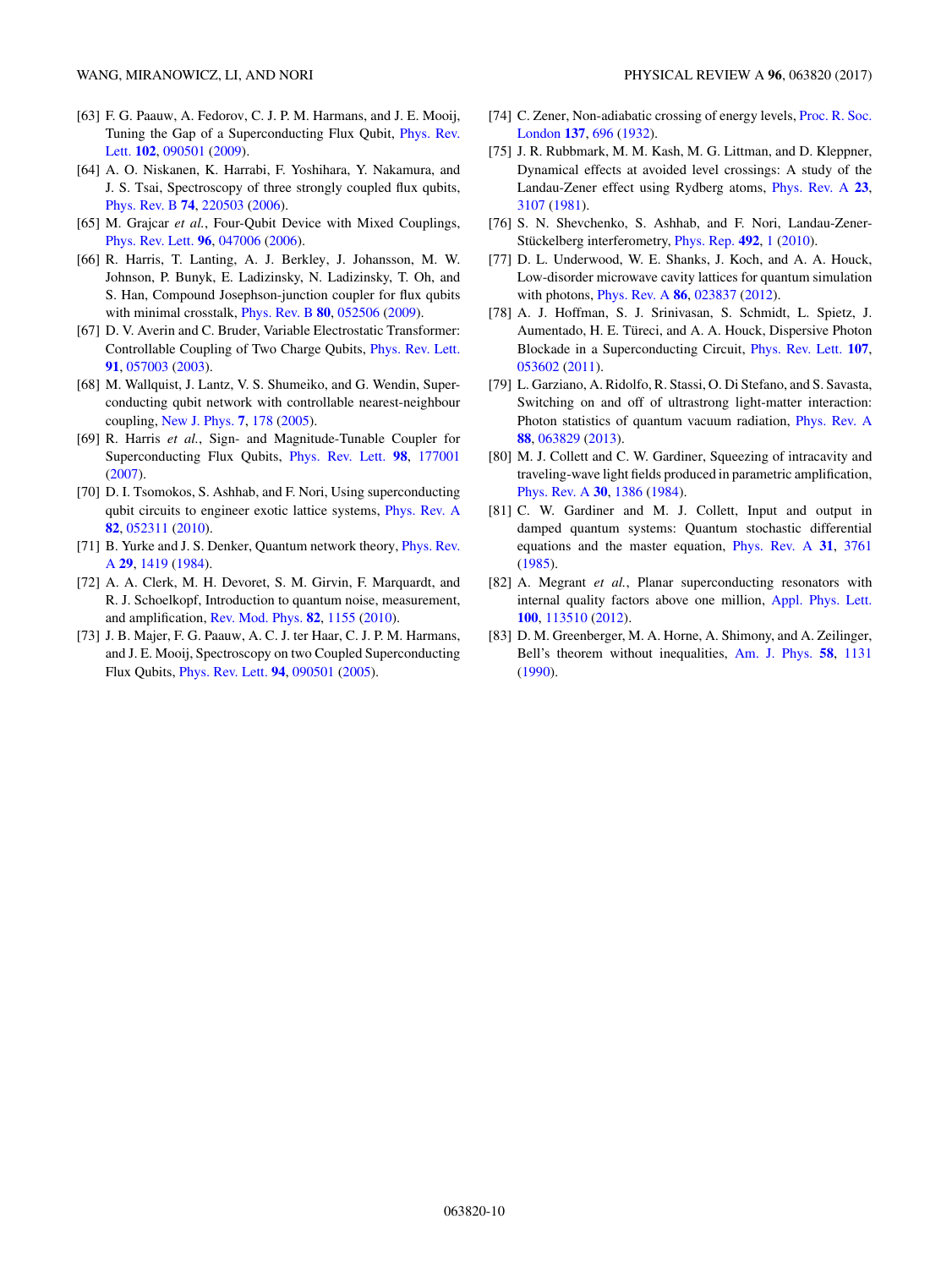[63] F. G. Paauw, A. Fedorov, C. J. P. M. Harmans, and J. E. Mooij, Tuning the Gap of a Superconducting Flux Qubit, Phys. Rev. Lett. **102**, 090501 (2009).

[64] A. O. Niskanen, K. Harrabi, F. Yoshihara, Y. Nakamura, and J. S. Tsai, Spectroscopy of three strongly coupled flux qubits, Phys. Rev. B **74**, 220503 (2006).

[65] M. Grajcar *et al.*, Four-Qubit Device with Mixed Couplings, Phys. Rev. Lett. **96**, 047006 (2006).

[66] R. Harris, T. Lanting, A. J. Berkley, J. Johansson, M. W. Johnson, P. Bunyk, E. Ladizinsky, N. Ladizinsky, T. Oh, and S. Han, Compound Josephson-junction coupler for flux qubits with minimal crosstalk, Phys. Rev. B **80**, 052506 (2009).

[67] D. V. Averin and C. Bruder, Variable Electrostatic Transformer: Controllable Coupling of Two Charge Qubits, Phys. Rev. Lett. **91**, 057003 (2003).

[68] M. Wallquist, J. Lantz, V. S. Shumeiko, and G. Wendin, Superconducting qubit network with controllable nearest-neighbour coupling, New J. Phys. **7**, 178 (2005).

[69] R. Harris *et al.*, Sign- and Magnitude-Tunable Coupler for Superconducting Flux Qubits, Phys. Rev. Lett. **98**, 177001 (2007).

[70] D. I. Tsomokos, S. Ashhab, and F. Nori, Using superconducting qubit circuits to engineer exotic lattice systems, Phys. Rev. A **82**, 052311 (2010).

[71] B. Yurke and J. S. Denker, Quantum network theory, Phys. Rev. A **29**, 1419 (1984).

[72] A. A. Clerk, M. H. Devoret, S. M. Girvin, F. Marquardt, and R. J. Schoelkopf, Introduction to quantum noise, measurement, and amplification, Rev. Mod. Phys. **82**, 1155 (2010).

[73] J. B. Majer, F. G. Paauw, A. C. J. ter Haar, C. J. P. M. Harmans, and J. E. Mooij, Spectroscopy on two Coupled Superconducting Flux Qubits, Phys. Rev. Lett. **94**, 090501 (2005).

[74] C. Zener, Non-adiabatic crossing of energy levels, Proc. R. Soc. London **137**, 696 (1932).

[75] J. R. Rubbmark, M. M. Kash, M. G. Littman, and D. Kleppner, Dynamical effects at avoided level crossings: A study of the Landau-Zener effect using Rydberg atoms, Phys. Rev. A **23**, 3107 (1981).

[76] S. N. Shevchenko, S. Ashhab, and F. Nori, Landau-Zener-Stückelberg interferometry, Phys. Rep. **492**, 1 (2010).

[77] D. L. Underwood, W. E. Shanks, J. Koch, and A. A. Houck, Low-disorder microwave cavity lattices for quantum simulation with photons, Phys. Rev. A **86**, 023837 (2012).

[78] A. J. Hoffman, S. J. Srinivasan, S. Schmidt, L. Spietz, J. Aumentado, H. E. Türeci, and A. A. Houck, Dispersive Photon Blockade in a Superconducting Circuit, Phys. Rev. Lett. **107**, 053602 (2011).

[79] L. Garziano, A. Ridolfo, R. Stassi, O. Di Stefano, and S. Savasta, Switching on and off of ultrastrong light-matter interaction: Photon statistics of quantum vacuum radiation, Phys. Rev. A **88**, 063829 (2013).

[80] M. J. Collett and C. W. Gardiner, Squeezing of intracavity and traveling-wave light fields produced in parametric amplification, Phys. Rev. A **30**, 1386 (1984).

[81] C. W. Gardiner and M. J. Collett, Input and output in damped quantum systems: Quantum stochastic differential equations and the master equation, Phys. Rev. A **31**, 3761 (1985).

[82] A. Megrant *et al.*, Planar superconducting resonators with internal quality factors above one million, Appl. Phys. Lett. **100**, 113510 (2012).

[83] D. M. Greenberger, M. A. Horne, A. Shimony, and A. Zeilinger, Bell's theorem without inequalities, Am. J. Phys. **58**, 1131 (1990).